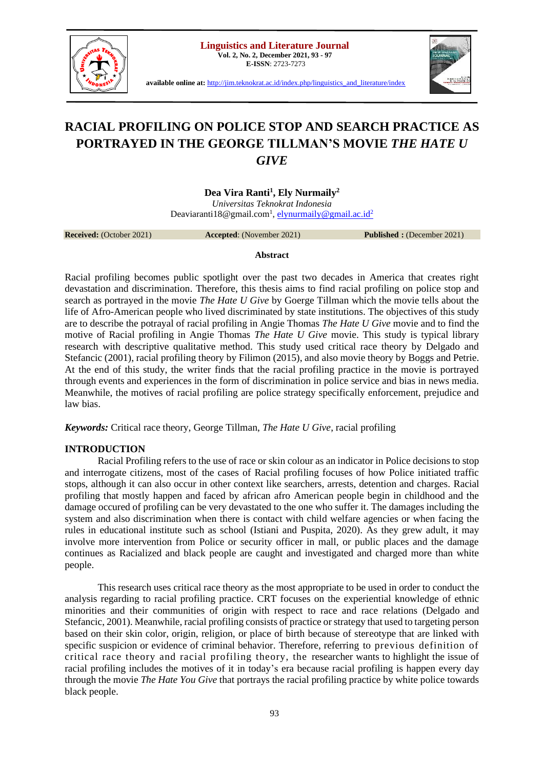# RACIAL PROFILING ON POLICE STOP AND SEARCH PRACTICE AS PORTRAYED IN THE GEORGE TILLMAN'S MOVIE *THE HATE U GIVE*

**Dea Vira Ranti[1], Ely Nurmaily[2]**

*Universitas Teknokrat Indonesia*

Deaviaranti18@gmail.com[1], elynurmaily@gmail.ac.id[2]

**Received:** (October 2021) **Accepted**: (November 2021) **Published :** (December 2021)

**Abstract**

Racial profiling becomes public spotlight over the past two decades in America that creates right devastation and discrimination. Therefore, this thesis aims to find racial profiling on police stop and search as portrayed in the movie *The Hate U Give* by Goerge Tillman which the movie tells about the life of Afro-American people who lived discriminated by state institutions. The objectives of this study are to describe the potrayal of racial profiling in Angie Thomas *The Hate U Give* movie and to find the motive of Racial profiling in Angie Thomas *The Hate U Give* movie. This study is typical library research with descriptive qualitative method. This study used critical race theory by Delgado and Stefancic (2001), racial profiling theory by Filimon (2015), and also movie theory by Boggs and Petrie. At the end of this study, the writer finds that the racial profiling practice in the movie is portrayed through events and experiences in the form of discrimination in police service and bias in news media. Meanwhile, the motives of racial profiling are police strategy specifically enforcement, prejudice and law bias.

***Keywords:*** Critical race theory, George Tillman, *The Hate U Give*, racial profiling

## INTRODUCTION

Racial Profiling refers to the use of race or skin colour as an indicator in Police decisions to stop and interrogate citizens, most of the cases of Racial profiling focuses of how Police initiated traffic stops, although it can also occur in other context like searchers, arrests, detention and charges. Racial profiling that mostly happen and faced by african afro American people begin in childhood and the damage occured of profiling can be very devastated to the one who suffer it. The damages including the system and also discrimination when there is contact with child welfare agencies or when facing the rules in educational institute such as school (Istiani and Puspita, 2020). As they grew adult, it may involve more intervention from Police or security officer in mall, or public places and the damage continues as Racialized and black people are caught and investigated and charged more than white people.

This research uses critical race theory as the most appropriate to be used in order to conduct the analysis regarding to racial profiling practice. CRT focuses on the experiential knowledge of ethnic minorities and their communities of origin with respect to race and race relations (Delgado and Stefancic, 2001). Meanwhile, racial profiling consists of practice or strategy that used to targeting person based on their skin color, origin, religion, or place of birth because of stereotype that are linked with specific suspicion or evidence of criminal behavior. Therefore, referring to previous definition of critical race theory and racial profiling theory, the researcher wants to highlight the issue of racial profiling includes the motives of it in today's era because racial profiling is happen every day through the movie *The Hate You Give* that portrays the racial profiling practice by white police towards black people.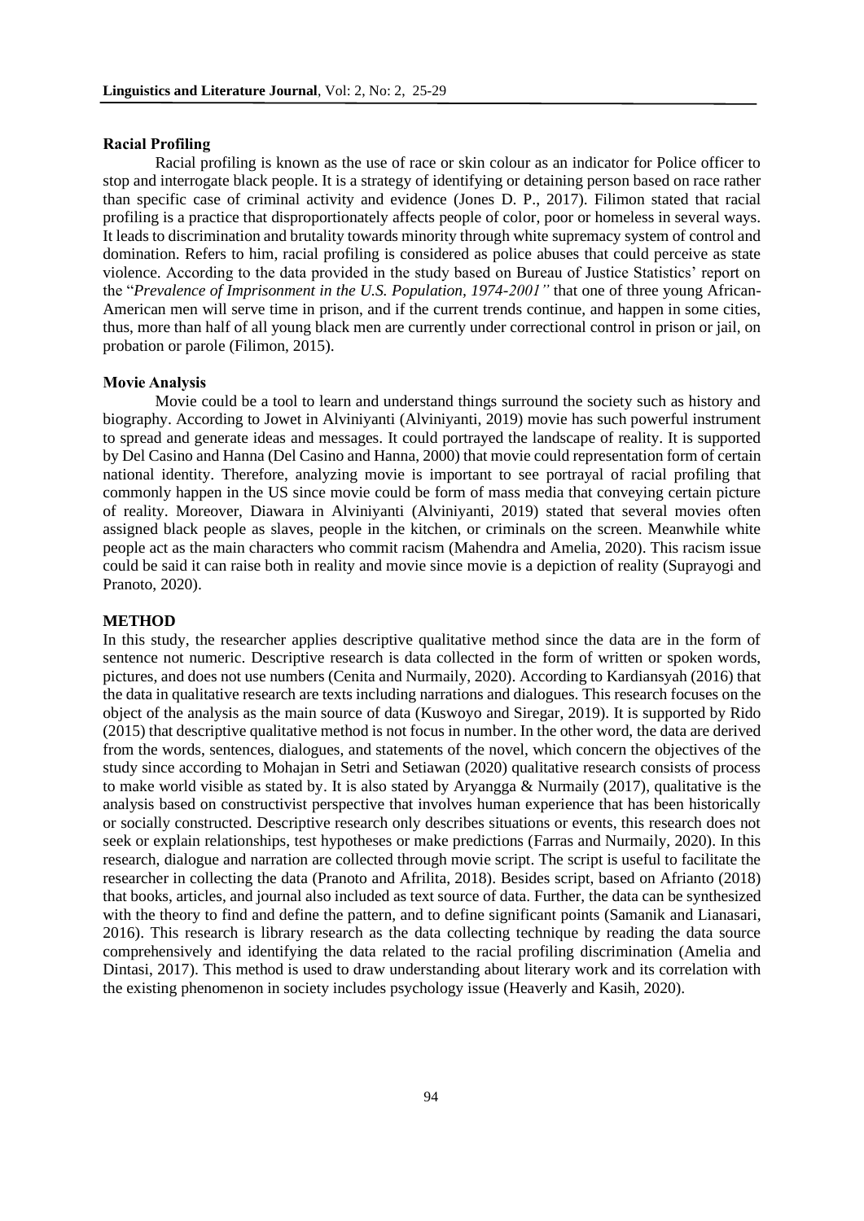#### Racial Profiling

Racial profiling is known as the use of race or skin colour as an indicator for Police officer to stop and interrogate black people. It is a strategy of identifying or detaining person based on race rather than specific case of criminal activity and evidence (Jones D. P., 2017). Filimon stated that racial profiling is a practice that disproportionately affects people of color, poor or homeless in several ways. It leads to discrimination and brutality towards minority through white supremacy system of control and domination. Refers to him, racial profiling is considered as police abuses that could perceive as state violence. According to the data provided in the study based on Bureau of Justice Statistics' report on the "*Prevalence of Imprisonment in the U.S. Population, 1974-2001"* that one of three young African-American men will serve time in prison, and if the current trends continue, and happen in some cities, thus, more than half of all young black men are currently under correctional control in prison or jail, on probation or parole (Filimon, 2015).

#### Movie Analysis

Movie could be a tool to learn and understand things surround the society such as history and biography. According to Jowet in Alviniyanti (Alviniyanti, 2019) movie has such powerful instrument to spread and generate ideas and messages. It could portrayed the landscape of reality. It is supported by Del Casino and Hanna (Del Casino and Hanna, 2000) that movie could representation form of certain national identity. Therefore, analyzing movie is important to see portrayal of racial profiling that commonly happen in the US since movie could be form of mass media that conveying certain picture of reality. Moreover, Diawara in Alviniyanti (Alviniyanti, 2019) stated that several movies often assigned black people as slaves, people in the kitchen, or criminals on the screen. Meanwhile white people act as the main characters who commit racism (Mahendra and Amelia, 2020). This racism issue could be said it can raise both in reality and movie since movie is a depiction of reality (Suprayogi and Pranoto, 2020).

### METHOD

In this study, the researcher applies descriptive qualitative method since the data are in the form of sentence not numeric. Descriptive research is data collected in the form of written or spoken words, pictures, and does not use numbers (Cenita and Nurmaily, 2020). According to Kardiansyah (2016) that the data in qualitative research are texts including narrations and dialogues. This research focuses on the object of the analysis as the main source of data (Kuswoyo and Siregar, 2019). It is supported by Rido (2015) that descriptive qualitative method is not focus in number. In the other word, the data are derived from the words, sentences, dialogues, and statements of the novel, which concern the objectives of the study since according to Mohajan in Setri and Setiawan (2020) qualitative research consists of process to make world visible as stated by. It is also stated by Aryangga & Nurmaily (2017), qualitative is the analysis based on constructivist perspective that involves human experience that has been historically or socially constructed. Descriptive research only describes situations or events, this research does not seek or explain relationships, test hypotheses or make predictions (Farras and Nurmaily, 2020). In this research, dialogue and narration are collected through movie script. The script is useful to facilitate the researcher in collecting the data (Pranoto and Afrilita, 2018). Besides script, based on Afrianto (2018) that books, articles, and journal also included as text source of data. Further, the data can be synthesized with the theory to find and define the pattern, and to define significant points (Samanik and Lianasari, 2016). This research is library research as the data collecting technique by reading the data source comprehensively and identifying the data related to the racial profiling discrimination (Amelia and Dintasi, 2017). This method is used to draw understanding about literary work and its correlation with the existing phenomenon in society includes psychology issue (Heaverly and Kasih, 2020).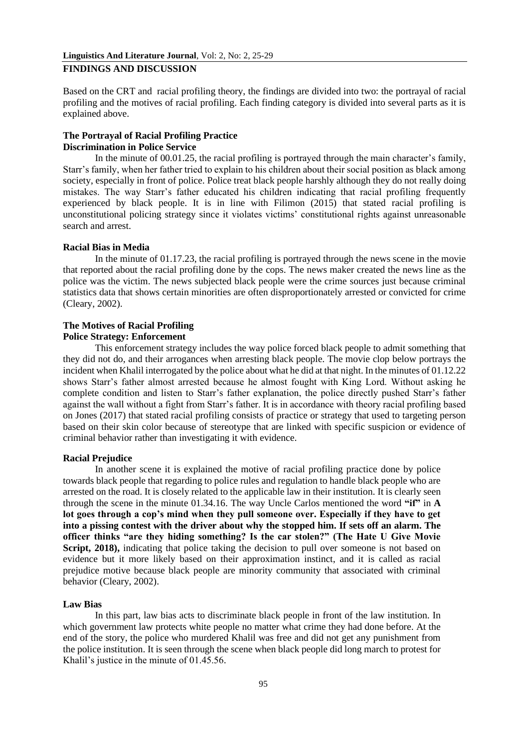## FINDINGS AND DISCUSSION

Based on the CRT and racial profiling theory, the findings are divided into two: the portrayal of racial profiling and the motives of racial profiling. Each finding category is divided into several parts as it is explained above.

### The Portrayal of Racial Profiling Practice

#### Discrimination in Police Service

In the minute of 00.01.25, the racial profiling is portrayed through the main character's family, Starr's family, when her father tried to explain to his children about their social position as black among society, especially in front of police. Police treat black people harshly although they do not really doing mistakes. The way Starr's father educated his children indicating that racial profiling frequently experienced by black people. It is in line with Filimon (2015) that stated racial profiling is unconstitutional policing strategy since it violates victims' constitutional rights against unreasonable search and arrest.

#### Racial Bias in Media

In the minute of 01.17.23, the racial profiling is portrayed through the news scene in the movie that reported about the racial profiling done by the cops. The news maker created the news line as the police was the victim. The news subjected black people were the crime sources just because criminal statistics data that shows certain minorities are often disproportionately arrested or convicted for crime (Cleary, 2002).

### The Motives of Racial Profiling

#### Police Strategy: Enforcement

This enforcement strategy includes the way police forced black people to admit something that they did not do, and their arrogances when arresting black people. The movie clop below portrays the incident when Khalil interrogated by the police about what he did at that night. In the minutes of 01.12.22 shows Starr's father almost arrested because he almost fought with King Lord. Without asking he complete condition and listen to Starr's father explanation, the police directly pushed Starr's father against the wall without a fight from Starr's father. It is in accordance with theory racial profiling based on Jones (2017) that stated racial profiling consists of practice or strategy that used to targeting person based on their skin color because of stereotype that are linked with specific suspicion or evidence of criminal behavior rather than investigating it with evidence.

#### Racial Prejudice

In another scene it is explained the motive of racial profiling practice done by police towards black people that regarding to police rules and regulation to handle black people who are arrested on the road. It is closely related to the applicable law in their institution. It is clearly seen through the scene in the minute 01.34.16. The way Uncle Carlos mentioned the word **"if"** in **A lot goes through a cop's mind when they pull someone over. Especially if they have to get into a pissing contest with the driver about why the stopped him. If sets off an alarm. The officer thinks "are they hiding something? Is the car stolen?" (The Hate U Give Movie Script, 2018),** indicating that police taking the decision to pull over someone is not based on evidence but it more likely based on their approximation instinct, and it is called as racial prejudice motive because black people are minority community that associated with criminal behavior (Cleary, 2002).

#### Law Bias

In this part, law bias acts to discriminate black people in front of the law institution. In which government law protects white people no matter what crime they had done before. At the end of the story, the police who murdered Khalil was free and did not get any punishment from the police institution. It is seen through the scene when black people did long march to protest for Khalil's justice in the minute of 01.45.56.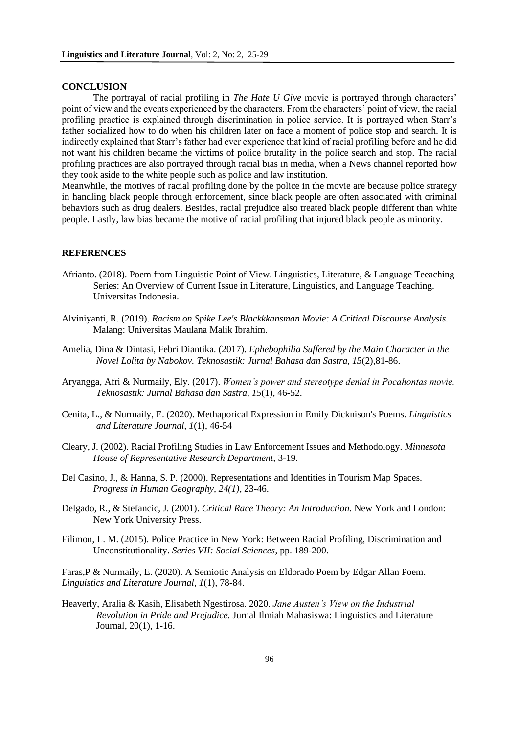## CONCLUSION

The portrayal of racial profiling in *The Hate U Give* movie is portrayed through characters' point of view and the events experienced by the characters. From the characters' point of view, the racial profiling practice is explained through discrimination in police service. It is portrayed when Starr's father socialized how to do when his children later on face a moment of police stop and search. It is indirectly explained that Starr's father had ever experience that kind of racial profiling before and he did not want his children became the victims of police brutality in the police search and stop. The racial profiling practices are also portrayed through racial bias in media, when a News channel reported how they took aside to the white people such as police and law institution.

Meanwhile, the motives of racial profiling done by the police in the movie are because police strategy in handling black people through enforcement, since black people are often associated with criminal behaviors such as drug dealers. Besides, racial prejudice also treated black people different than white people. Lastly, law bias became the motive of racial profiling that injured black people as minority.

## REFERENCES

Afrianto. (2018). Poem from Linguistic Point of View. Linguistics, Literature, & Language Teeaching Series: An Overview of Current Issue in Literature, Linguistics, and Language Teaching. Universitas Indonesia.

Alviniyanti, R. (2019). *Racism on Spike Lee's Blackkkansman Movie: A Critical Discourse Analysis.* Malang: Universitas Maulana Malik Ibrahim.

Amelia, Dina & Dintasi, Febri Diantika. (2017). *Ephebophilia Suffered by the Main Character in the Novel Lolita by Nabokov. Teknosastik: Jurnal Bahasa dan Sastra, 15*(2),81-86.

Aryangga, Afri & Nurmaily, Ely. (2017). *Women's power and stereotype denial in Pocahontas movie. Teknosastik: Jurnal Bahasa dan Sastra, 15*(1), 46-52.

Cenita, L., & Nurmaily, E. (2020). Methaporical Expression in Emily Dicknison's Poems. *Linguistics and Literature Journal, 1*(1), 46-54

Cleary, J. (2002). Racial Profiling Studies in Law Enforcement Issues and Methodology. *Minnesota House of Representative Research Department*, 3-19.

Del Casino, J., & Hanna, S. P. (2000). Representations and Identities in Tourism Map Spaces. *Progress in Human Geography, 24(1)*, 23-46.

Delgado, R., & Stefancic, J. (2001). *Critical Race Theory: An Introduction.* New York and London: New York University Press.

Filimon, L. M. (2015). Police Practice in New York: Between Racial Profiling, Discrimination and Unconstitutionality. *Series VII: Social Sciences*, pp. 189-200.

Faras,P & Nurmaily, E. (2020). A Semiotic Analysis on Eldorado Poem by Edgar Allan Poem. *Linguistics and Literature Journal, 1*(1), 78-84.

Heaverly, Aralia & Kasih, Elisabeth Ngestirosa. 2020. *Jane Austen's View on the Industrial Revolution in Pride and Prejudice.* Jurnal Ilmiah Mahasiswa: Linguistics and Literature Journal, 20(1), 1-16.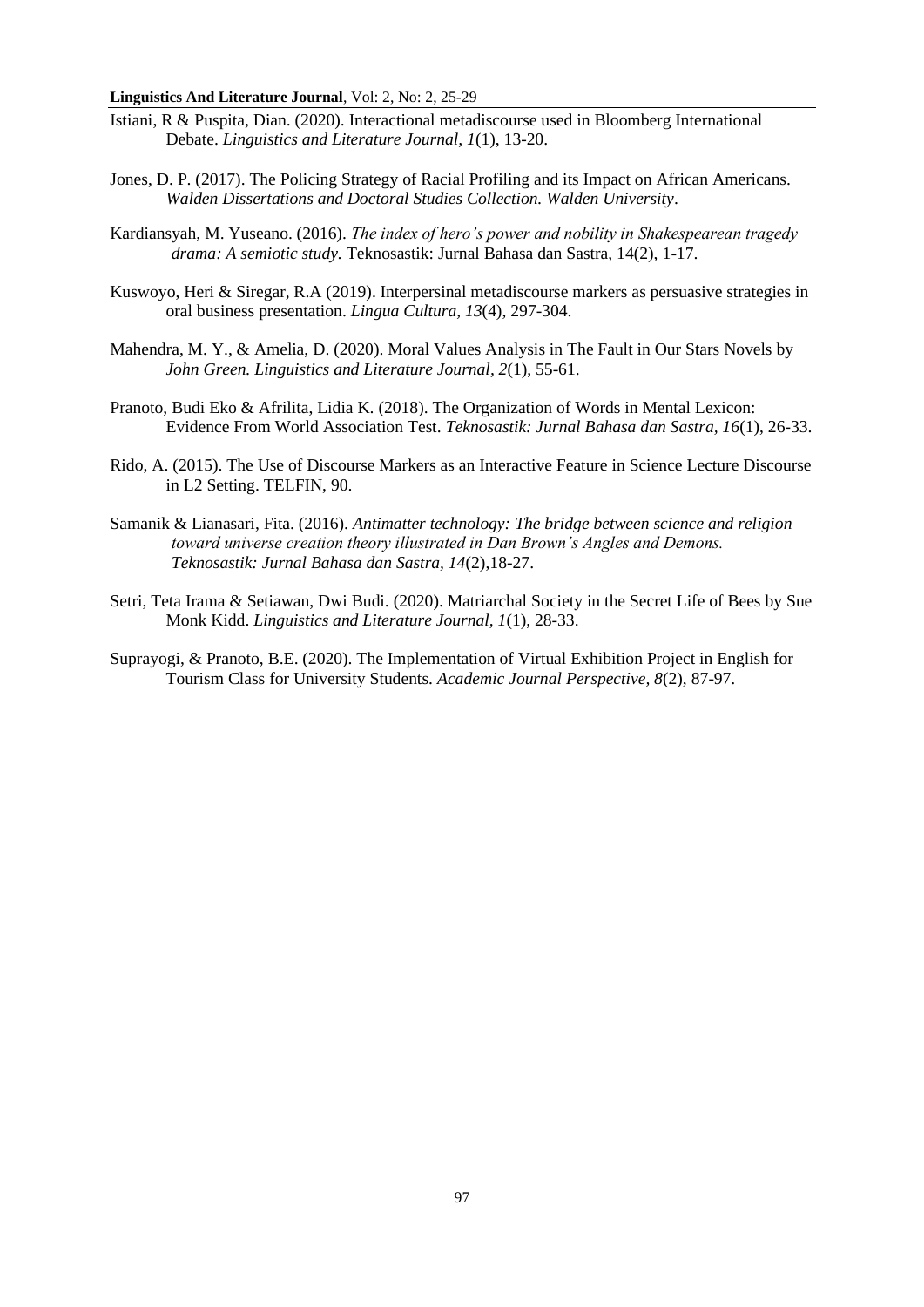Istiani, R & Puspita, Dian. (2020). Interactional metadiscourse used in Bloomberg International Debate. *Linguistics and Literature Journal, 1*(1), 13-20.

Jones, D. P. (2017). The Policing Strategy of Racial Profiling and its Impact on African Americans. *Walden Dissertations and Doctoral Studies Collection. Walden University*.

Kardiansyah, M. Yuseano. (2016). *The index of hero's power and nobility in Shakespearean tragedy drama: A semiotic study.* Teknosastik: Jurnal Bahasa dan Sastra, 14(2), 1-17.

Kuswoyo, Heri & Siregar, R.A (2019). Interpersinal metadiscourse markers as persuasive strategies in oral business presentation. *Lingua Cultura, 13*(4), 297-304.

Mahendra, M. Y., & Amelia, D. (2020). Moral Values Analysis in The Fault in Our Stars Novels by *John Green. Linguistics and Literature Journal, 2*(1), 55-61.

Pranoto, Budi Eko & Afrilita, Lidia K. (2018). The Organization of Words in Mental Lexicon: Evidence From World Association Test. *Teknosastik: Jurnal Bahasa dan Sastra, 16*(1), 26-33.

Rido, A. (2015). The Use of Discourse Markers as an Interactive Feature in Science Lecture Discourse in L2 Setting. TELFIN, 90.

Samanik & Lianasari, Fita. (2016). *Antimatter technology: The bridge between science and religion toward universe creation theory illustrated in Dan Brown's Angles and Demons. Teknosastik: Jurnal Bahasa dan Sastra, 14*(2),18-27.

Setri, Teta Irama & Setiawan, Dwi Budi. (2020). Matriarchal Society in the Secret Life of Bees by Sue Monk Kidd. *Linguistics and Literature Journal, 1*(1), 28-33.

Suprayogi, & Pranoto, B.E. (2020). The Implementation of Virtual Exhibition Project in English for Tourism Class for University Students. *Academic Journal Perspective, 8*(2), 87-97.